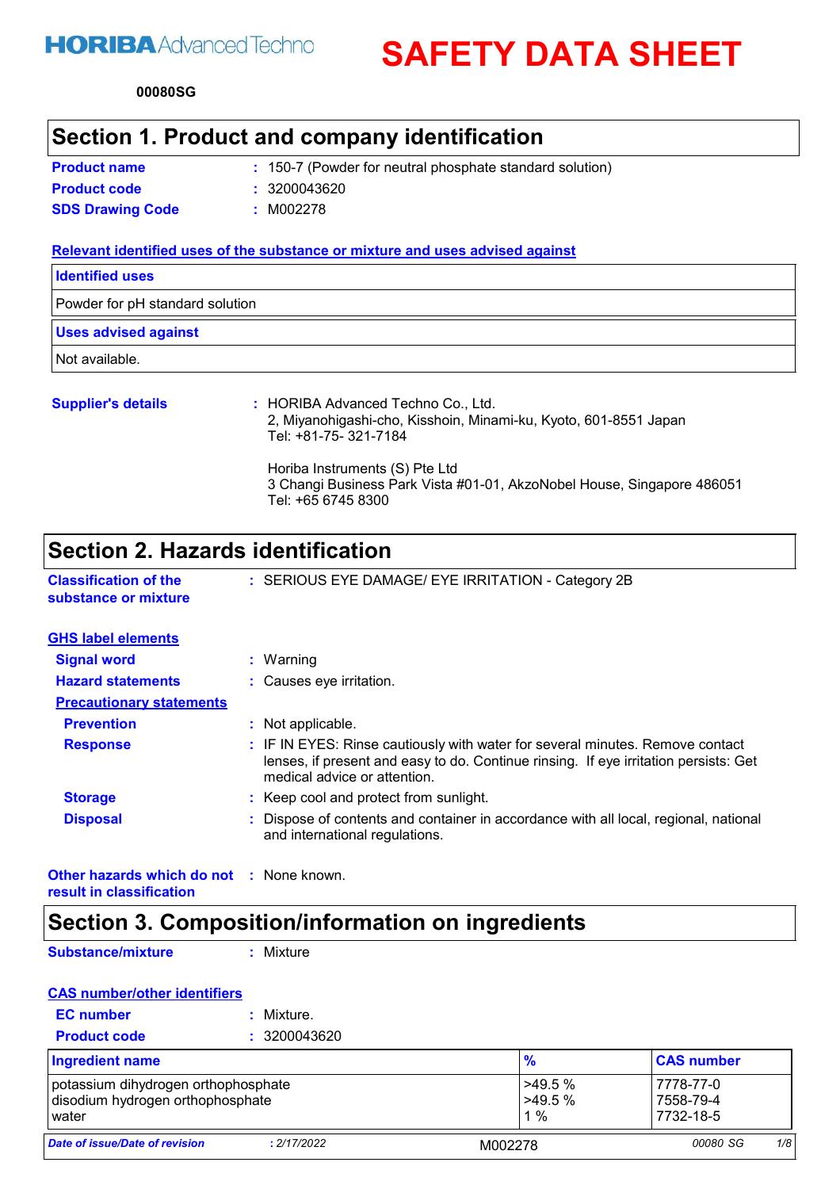HORIBA Advanced Techno

# SAFETY DATA SHEET

**00080SG**

## Section 1. Product and company identification

**Product name** : 150-7 (Powder for neutral phosphate standard solution)

**Product code** : 3200043620

**SDS Drawing Code** : M002278

**Relevant identified uses of the substance or mixture and uses advised against**

| Identified uses |
|---|
| Powder for pH standard solution |

| Uses advised against |
|---|
| Not available. |

**Supplier's details** : HORIBA Advanced Techno Co., Ltd.
2, Miyanohigashi-cho, Kisshoin, Minami-ku, Kyoto, 601-8551 Japan
Tel: +81-75- 321-7184

Horiba Instruments (S) Pte Ltd
3 Changi Business Park Vista #01-01, AkzoNobel House, Singapore 486051
Tel: +65 6745 8300

## Section 2. Hazards identification

**Classification of the substance or mixture** : SERIOUS EYE DAMAGE/ EYE IRRITATION - Category 2B

**GHS label elements**

**Signal word** : Warning

**Hazard statements** : Causes eye irritation.

**Precautionary statements**

**Prevention** : Not applicable.

**Response** : IF IN EYES: Rinse cautiously with water for several minutes. Remove contact lenses, if present and easy to do. Continue rinsing. If eye irritation persists: Get medical advice or attention.

**Storage** : Keep cool and protect from sunlight.

**Disposal** : Dispose of contents and container in accordance with all local, regional, national and international regulations.

**Other hazards which do not result in classification** : None known.

## Section 3. Composition/information on ingredients

**Substance/mixture** : Mixture

**CAS number/other identifiers**

**EC number** : Mixture.

**Product code** : 3200043620

| Ingredient name | % | CAS number |
|---|---|---|
| potassium dihydrogen orthophosphate | >49.5 % | 7778-77-0 |
| disodium hydrogen orthophosphate | >49.5 % | 7558-79-4 |
| water | 1 % | 7732-18-5 |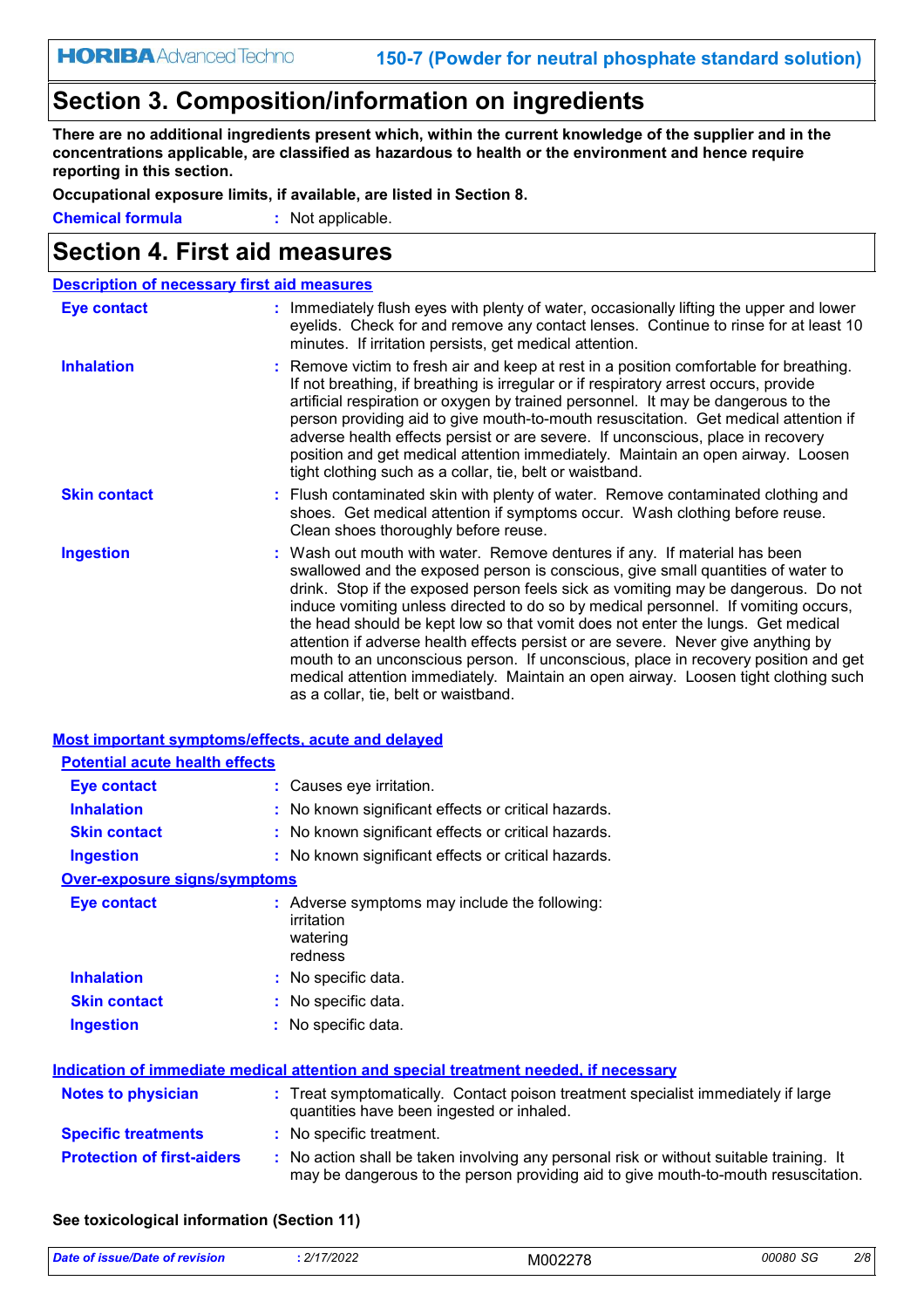# Section 3. Composition/information on ingredients

**There are no additional ingredients present which, within the current knowledge of the supplier and in the concentrations applicable, are classified as hazardous to health or the environment and hence require reporting in this section.**

**Occupational exposure limits, if available, are listed in Section 8.**

**Chemical formula** : Not applicable.

# Section 4. First aid measures

## Description of necessary first aid measures

**Eye contact** : Immediately flush eyes with plenty of water, occasionally lifting the upper and lower eyelids. Check for and remove any contact lenses. Continue to rinse for at least 10 minutes. If irritation persists, get medical attention.

**Inhalation** : Remove victim to fresh air and keep at rest in a position comfortable for breathing. If not breathing, if breathing is irregular or if respiratory arrest occurs, provide artificial respiration or oxygen by trained personnel. It may be dangerous to the person providing aid to give mouth-to-mouth resuscitation. Get medical attention if adverse health effects persist or are severe. If unconscious, place in recovery position and get medical attention immediately. Maintain an open airway. Loosen tight clothing such as a collar, tie, belt or waistband.

**Skin contact** : Flush contaminated skin with plenty of water. Remove contaminated clothing and shoes. Get medical attention if symptoms occur. Wash clothing before reuse. Clean shoes thoroughly before reuse.

**Ingestion** : Wash out mouth with water. Remove dentures if any. If material has been swallowed and the exposed person is conscious, give small quantities of water to drink. Stop if the exposed person feels sick as vomiting may be dangerous. Do not induce vomiting unless directed to do so by medical personnel. If vomiting occurs, the head should be kept low so that vomit does not enter the lungs. Get medical attention if adverse health effects persist or are severe. Never give anything by mouth to an unconscious person. If unconscious, place in recovery position and get medical attention immediately. Maintain an open airway. Loosen tight clothing such as a collar, tie, belt or waistband.

## Most important symptoms/effects, acute and delayed

### Potential acute health effects

**Eye contact** : Causes eye irritation.

**Inhalation** : No known significant effects or critical hazards.

**Skin contact** : No known significant effects or critical hazards.

**Ingestion** : No known significant effects or critical hazards.

### Over-exposure signs/symptoms

**Eye contact** : Adverse symptoms may include the following:
irritation
watering
redness

**Inhalation** : No specific data.

**Skin contact** : No specific data.

**Ingestion** : No specific data.

## Indication of immediate medical attention and special treatment needed, if necessary

**Notes to physician** : Treat symptomatically. Contact poison treatment specialist immediately if large quantities have been ingested or inhaled.

**Specific treatments** : No specific treatment.

**Protection of first-aiders** : No action shall be taken involving any personal risk or without suitable training. It may be dangerous to the person providing aid to give mouth-to-mouth resuscitation.

**See toxicological information (Section 11)**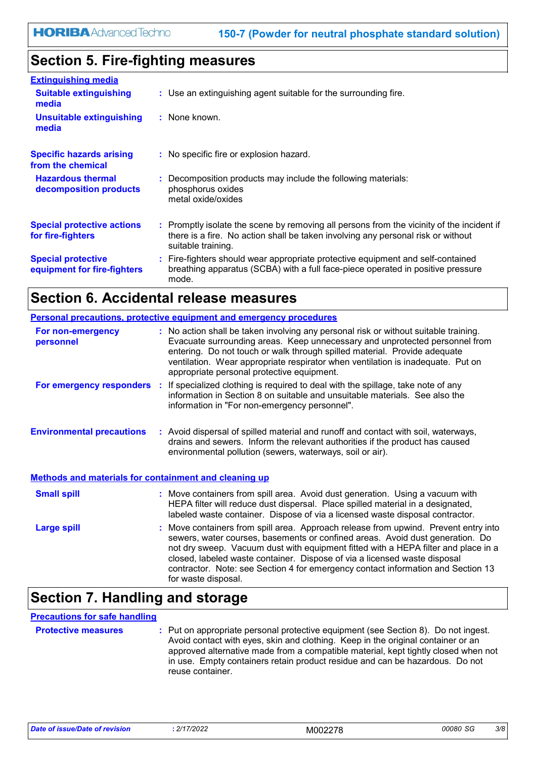## Section 5. Fire-fighting measures

### Extinguishing media

**Suitable extinguishing media** : Use an extinguishing agent suitable for the surrounding fire.

**Unsuitable extinguishing media** : None known.

**Specific hazards arising from the chemical** : No specific fire or explosion hazard.

**Hazardous thermal decomposition products** : Decomposition products may include the following materials:
phosphorus oxides
metal oxide/oxides

**Special protective actions for fire-fighters** : Promptly isolate the scene by removing all persons from the vicinity of the incident if there is a fire. No action shall be taken involving any personal risk or without suitable training.

**Special protective equipment for fire-fighters** : Fire-fighters should wear appropriate protective equipment and self-contained breathing apparatus (SCBA) with a full face-piece operated in positive pressure mode.

## Section 6. Accidental release measures

### Personal precautions, protective equipment and emergency procedures

**For non-emergency personnel** : No action shall be taken involving any personal risk or without suitable training. Evacuate surrounding areas. Keep unnecessary and unprotected personnel from entering. Do not touch or walk through spilled material. Provide adequate ventilation. Wear appropriate respirator when ventilation is inadequate. Put on appropriate personal protective equipment.

**For emergency responders** : If specialized clothing is required to deal with the spillage, take note of any information in Section 8 on suitable and unsuitable materials. See also the information in "For non-emergency personnel".

**Environmental precautions** : Avoid dispersal of spilled material and runoff and contact with soil, waterways, drains and sewers. Inform the relevant authorities if the product has caused environmental pollution (sewers, waterways, soil or air).

### Methods and materials for containment and cleaning up

**Small spill** : Move containers from spill area. Avoid dust generation. Using a vacuum with HEPA filter will reduce dust dispersal. Place spilled material in a designated, labeled waste container. Dispose of via a licensed waste disposal contractor.

**Large spill** : Move containers from spill area. Approach release from upwind. Prevent entry into sewers, water courses, basements or confined areas. Avoid dust generation. Do not dry sweep. Vacuum dust with equipment fitted with a HEPA filter and place in a closed, labeled waste container. Dispose of via a licensed waste disposal contractor. Note: see Section 4 for emergency contact information and Section 13 for waste disposal.

## Section 7. Handling and storage

### Precautions for safe handling

**Protective measures** : Put on appropriate personal protective equipment (see Section 8). Do not ingest. Avoid contact with eyes, skin and clothing. Keep in the original container or an approved alternative made from a compatible material, kept tightly closed when not in use. Empty containers retain product residue and can be hazardous. Do not reuse container.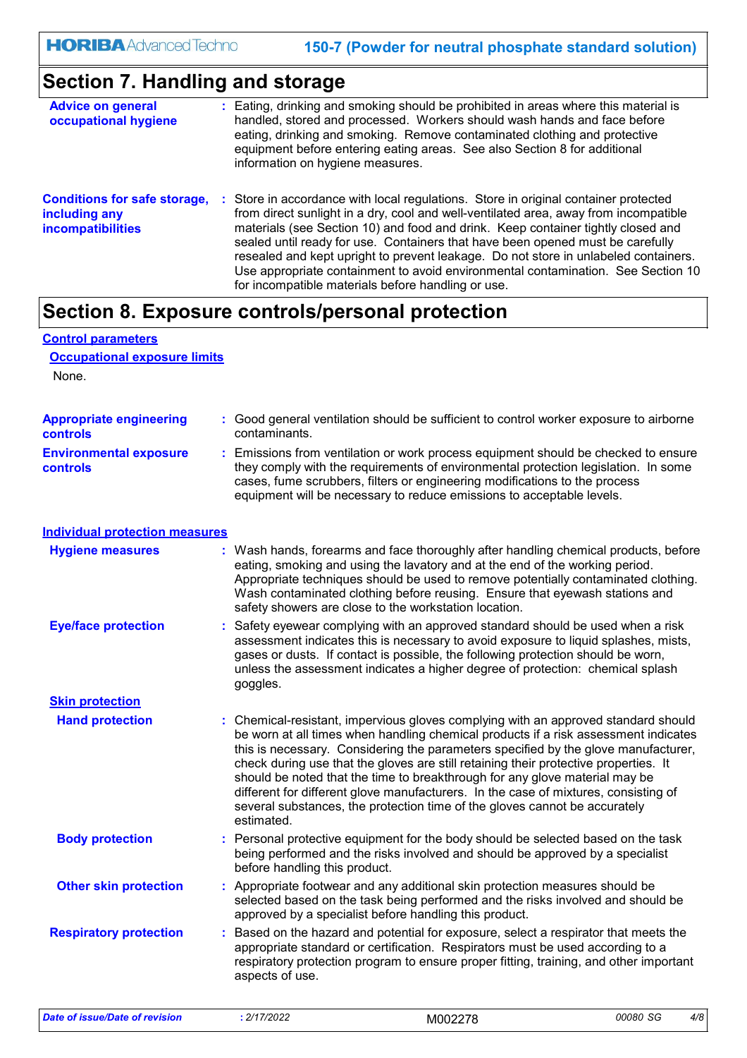## Section 7. Handling and storage

**Advice on general occupational hygiene** : Eating, drinking and smoking should be prohibited in areas where this material is handled, stored and processed. Workers should wash hands and face before eating, drinking and smoking. Remove contaminated clothing and protective equipment before entering eating areas. See also Section 8 for additional information on hygiene measures.

**Conditions for safe storage, including any incompatibilities** : Store in accordance with local regulations. Store in original container protected from direct sunlight in a dry, cool and well-ventilated area, away from incompatible materials (see Section 10) and food and drink. Keep container tightly closed and sealed until ready for use. Containers that have been opened must be carefully resealed and kept upright to prevent leakage. Do not store in unlabeled containers. Use appropriate containment to avoid environmental contamination. See Section 10 for incompatible materials before handling or use.

## Section 8. Exposure controls/personal protection

### Control parameters

#### Occupational exposure limits

None.

**Appropriate engineering controls** : Good general ventilation should be sufficient to control worker exposure to airborne contaminants.

**Environmental exposure controls** : Emissions from ventilation or work process equipment should be checked to ensure they comply with the requirements of environmental protection legislation. In some cases, fume scrubbers, filters or engineering modifications to the process equipment will be necessary to reduce emissions to acceptable levels.

### Individual protection measures

**Hygiene measures** : Wash hands, forearms and face thoroughly after handling chemical products, before eating, smoking and using the lavatory and at the end of the working period. Appropriate techniques should be used to remove potentially contaminated clothing. Wash contaminated clothing before reusing. Ensure that eyewash stations and safety showers are close to the workstation location.

**Eye/face protection** : Safety eyewear complying with an approved standard should be used when a risk assessment indicates this is necessary to avoid exposure to liquid splashes, mists, gases or dusts. If contact is possible, the following protection should be worn, unless the assessment indicates a higher degree of protection: chemical splash goggles.

#### Skin protection

**Hand protection** : Chemical-resistant, impervious gloves complying with an approved standard should be worn at all times when handling chemical products if a risk assessment indicates this is necessary. Considering the parameters specified by the glove manufacturer, check during use that the gloves are still retaining their protective properties. It should be noted that the time to breakthrough for any glove material may be different for different glove manufacturers. In the case of mixtures, consisting of several substances, the protection time of the gloves cannot be accurately estimated.

**Body protection** : Personal protective equipment for the body should be selected based on the task being performed and the risks involved and should be approved by a specialist before handling this product.

**Other skin protection** : Appropriate footwear and any additional skin protection measures should be selected based on the task being performed and the risks involved and should be approved by a specialist before handling this product.

**Respiratory protection** : Based on the hazard and potential for exposure, select a respirator that meets the appropriate standard or certification. Respirators must be used according to a respiratory protection program to ensure proper fitting, training, and other important aspects of use.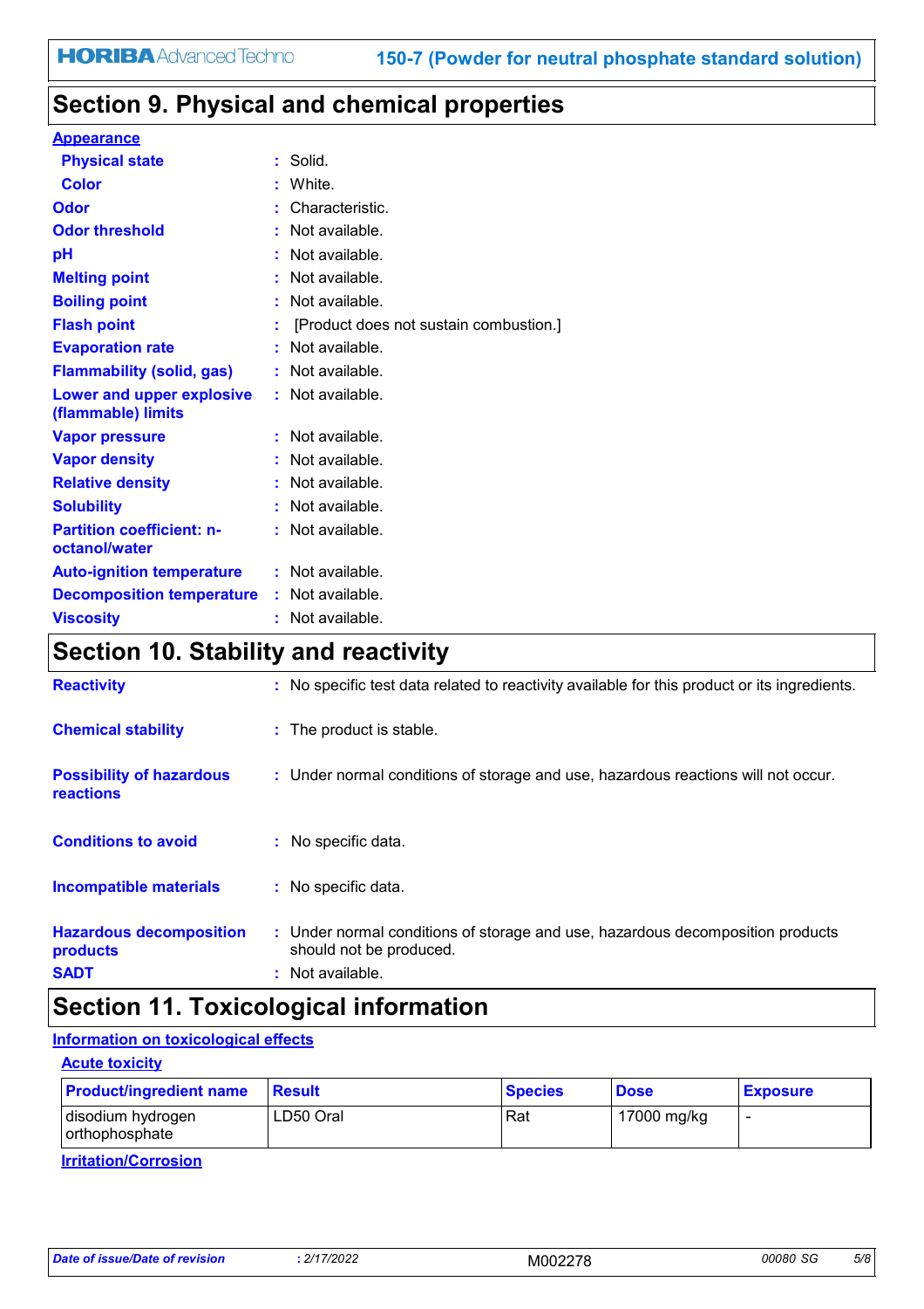## Section 9. Physical and chemical properties

**Appearance**

| | |
|---|---|
| **Physical state** | : Solid. |
| **Color** | : White. |
| **Odor** | : Characteristic. |
| **Odor threshold** | : Not available. |
| **pH** | : Not available. |
| **Melting point** | : Not available. |
| **Boiling point** | : Not available. |
| **Flash point** | : [Product does not sustain combustion.] |
| **Evaporation rate** | : Not available. |
| **Flammability (solid, gas)** | : Not available. |
| **Lower and upper explosive (flammable) limits** | : Not available. |
| **Vapor pressure** | : Not available. |
| **Vapor density** | : Not available. |
| **Relative density** | : Not available. |
| **Solubility** | : Not available. |
| **Partition coefficient: n-octanol/water** | : Not available. |
| **Auto-ignition temperature** | : Not available. |
| **Decomposition temperature** | : Not available. |
| **Viscosity** | : Not available. |

## Section 10. Stability and reactivity

| | |
|---|---|
| **Reactivity** | : No specific test data related to reactivity available for this product or its ingredients. |
| **Chemical stability** | : The product is stable. |
| **Possibility of hazardous reactions** | : Under normal conditions of storage and use, hazardous reactions will not occur. |
| **Conditions to avoid** | : No specific data. |
| **Incompatible materials** | : No specific data. |
| **Hazardous decomposition products** | : Under normal conditions of storage and use, hazardous decomposition products should not be produced. |
| **SADT** | : Not available. |

## Section 11. Toxicological information

**Information on toxicological effects**

**Acute toxicity**

| Product/ingredient name | Result | Species | Dose | Exposure |
|---|---|---|---|---|
| disodium hydrogen orthophosphate | LD50 Oral | Rat | 17000 mg/kg | - |

**Irritation/Corrosion**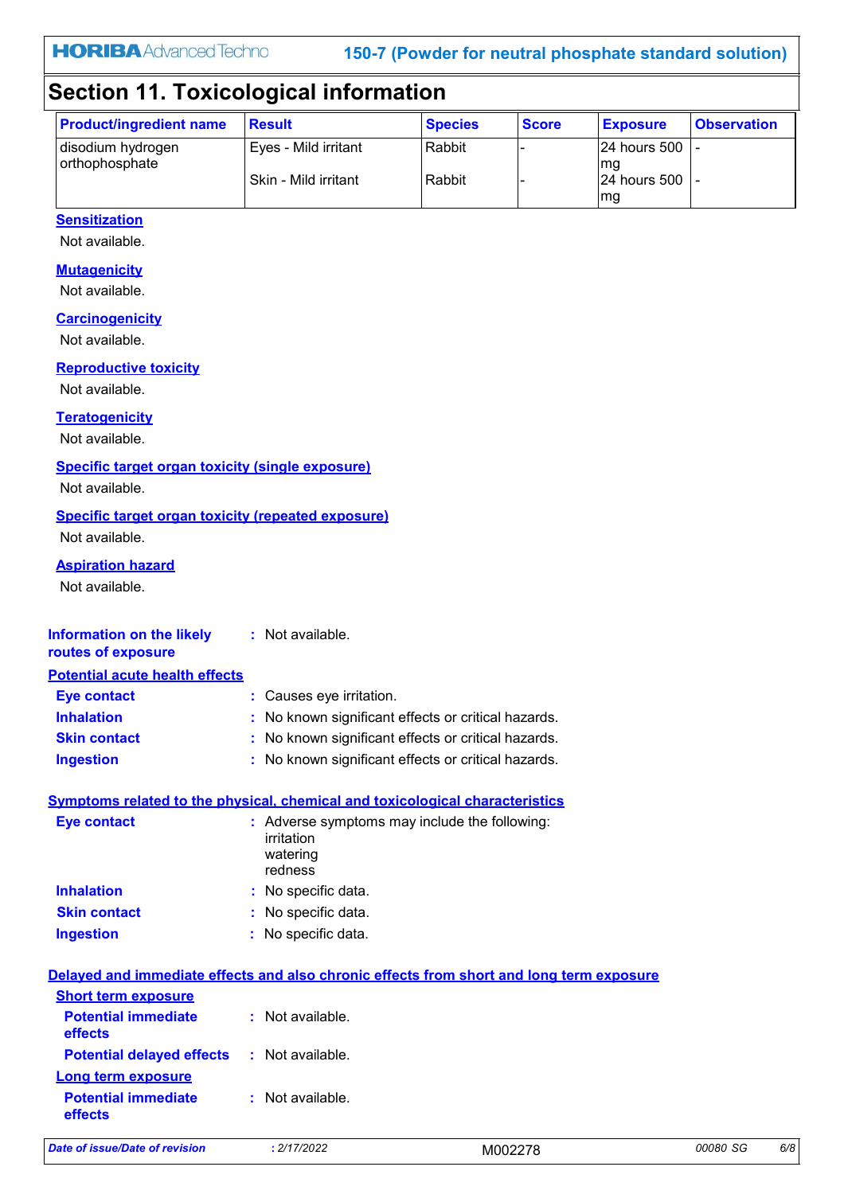# Section 11. Toxicological information

| Product/ingredient name | Result | Species | Score | Exposure | Observation |
|---|---|---|---|---|---|
| disodium hydrogen orthophosphate | Eyes - Mild irritant | Rabbit | - | 24 hours 500 mg | - |
| | Skin - Mild irritant | Rabbit | - | 24 hours 500 mg | - |

**Sensitization**

Not available.

**Mutagenicity**

Not available.

**Carcinogenicity**

Not available.

**Reproductive toxicity**

Not available.

**Teratogenicity**

Not available.

**Specific target organ toxicity (single exposure)**

Not available.

**Specific target organ toxicity (repeated exposure)**

Not available.

**Aspiration hazard**

Not available.

**Information on the likely routes of exposure** : Not available.

**Potential acute health effects**

**Eye contact** : Causes eye irritation.

**Inhalation** : No known significant effects or critical hazards.

**Skin contact** : No known significant effects or critical hazards.

**Ingestion** : No known significant effects or critical hazards.

**Symptoms related to the physical, chemical and toxicological characteristics**

**Eye contact** : Adverse symptoms may include the following:
irritation
watering
redness

**Inhalation** : No specific data.

**Skin contact** : No specific data.

**Ingestion** : No specific data.

**Delayed and immediate effects and also chronic effects from short and long term exposure**

**Short term exposure**

**Potential immediate effects** : Not available.

**Potential delayed effects** : Not available.

**Long term exposure**

**Potential immediate effects** : Not available.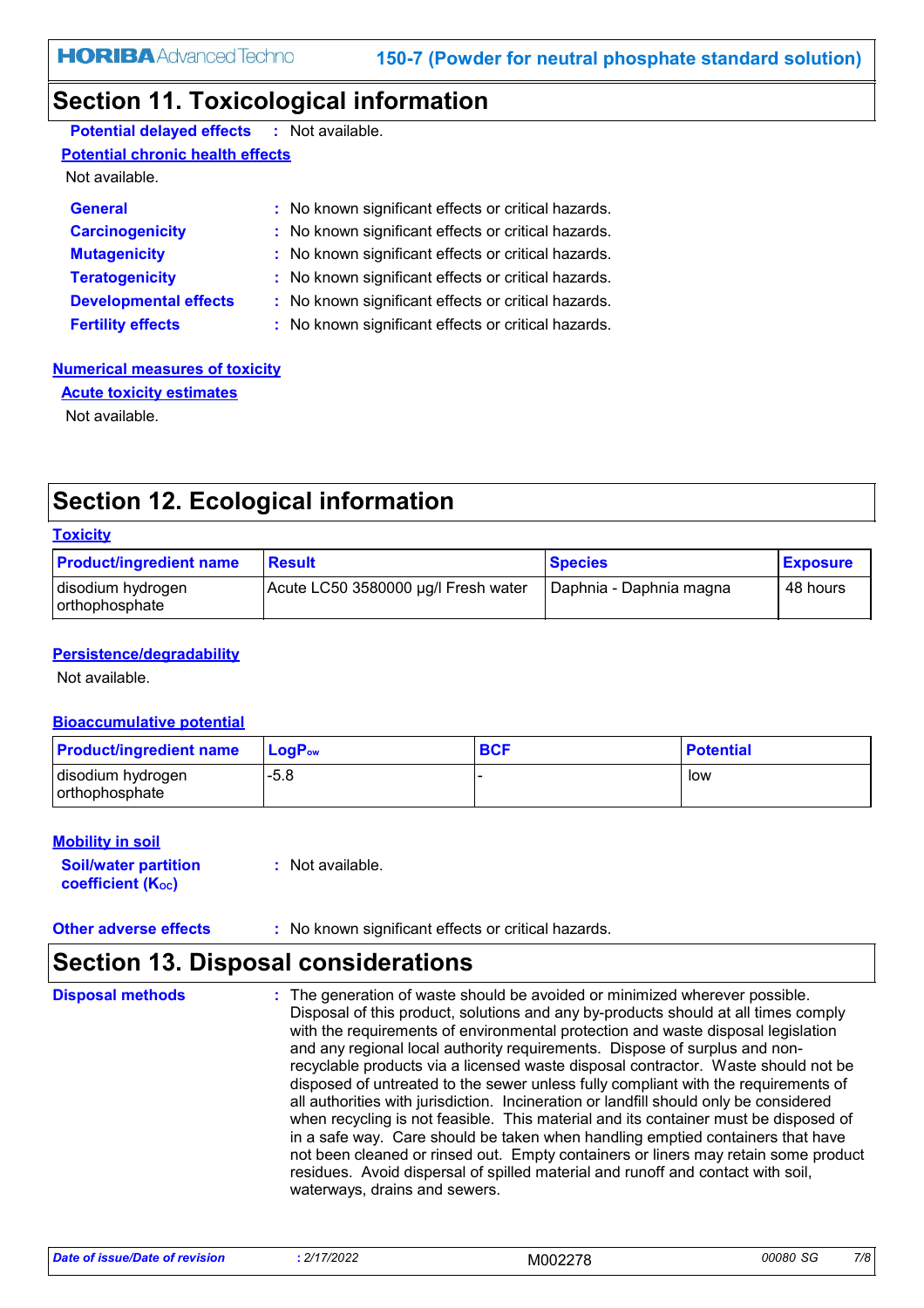## Section 11. Toxicological information

**Potential delayed effects** : Not available.

**Potential chronic health effects**

Not available.

**General** : No known significant effects or critical hazards.
**Carcinogenicity** : No known significant effects or critical hazards.
**Mutagenicity** : No known significant effects or critical hazards.
**Teratogenicity** : No known significant effects or critical hazards.
**Developmental effects** : No known significant effects or critical hazards.
**Fertility effects** : No known significant effects or critical hazards.

**Numerical measures of toxicity**

**Acute toxicity estimates**

Not available.

## Section 12. Ecological information

**Toxicity**

| Product/ingredient name | Result | Species | Exposure |
|---|---|---|---|
| disodium hydrogen orthophosphate | Acute LC50 3580000 µg/l Fresh water | Daphnia - Daphnia magna | 48 hours |

**Persistence/degradability**

Not available.

**Bioaccumulative potential**

| Product/ingredient name | $LogP_{ow}$ | BCF | Potential |
|---|---|---|---|
| disodium hydrogen orthophosphate | -5.8 | - | low |

**Mobility in soil**

**Soil/water partition coefficient ($K_{OC}$)** : Not available.

**Other adverse effects** : No known significant effects or critical hazards.

## Section 13. Disposal considerations

**Disposal methods** : The generation of waste should be avoided or minimized wherever possible. Disposal of this product, solutions and any by-products should at all times comply with the requirements of environmental protection and waste disposal legislation and any regional local authority requirements. Dispose of surplus and non-recyclable products via a licensed waste disposal contractor. Waste should not be disposed of untreated to the sewer unless fully compliant with the requirements of all authorities with jurisdiction. Incineration or landfill should only be considered when recycling is not feasible. This material and its container must be disposed of in a safe way. Care should be taken when handling emptied containers that have not been cleaned or rinsed out. Empty containers or liners may retain some product residues. Avoid dispersal of spilled material and runoff and contact with soil, waterways, drains and sewers.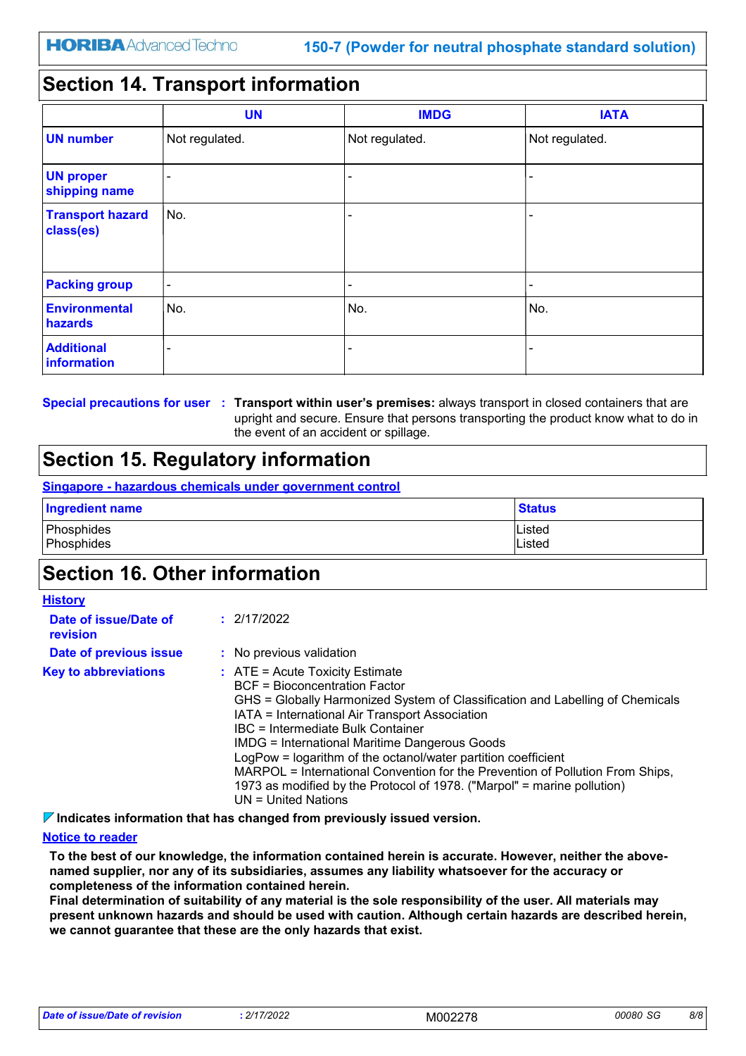## Section 14. Transport information

| | UN | IMDG | IATA |
|---|---|---|---|
| **UN number** | Not regulated. | Not regulated. | Not regulated. |
| **UN proper shipping name** | - | - | - |
| **Transport hazard class(es)** | No. | - | - |
| **Packing group** | - | - | - |
| **Environmental hazards** | No. | No. | No. |
| **Additional information** | - | - | - |

**Special precautions for user** : **Transport within user's premises:** always transport in closed containers that are upright and secure. Ensure that persons transporting the product know what to do in the event of an accident or spillage.

## Section 15. Regulatory information

**Singapore - hazardous chemicals under government control**

| Ingredient name | Status |
|---|---|
| Phosphides<br>Phosphides | Listed<br>Listed |

## Section 16. Other information

**History**

**Date of issue/Date of revision** : 2/17/2022

**Date of previous issue** : No previous validation

**Key to abbreviations** : ATE = Acute Toxicity Estimate
BCF = Bioconcentration Factor
GHS = Globally Harmonized System of Classification and Labelling of Chemicals
IATA = International Air Transport Association
IBC = Intermediate Bulk Container
IMDG = International Maritime Dangerous Goods
LogPow = logarithm of the octanol/water partition coefficient
MARPOL = International Convention for the Prevention of Pollution From Ships, 1973 as modified by the Protocol of 1978. ("Marpol" = marine pollution)
UN = United Nations

**Indicates information that has changed from previously issued version.**

**Notice to reader**

**To the best of our knowledge, the information contained herein is accurate. However, neither the above-named supplier, nor any of its subsidiaries, assumes any liability whatsoever for the accuracy or completeness of the information contained herein.**
**Final determination of suitability of any material is the sole responsibility of the user. All materials may present unknown hazards and should be used with caution. Although certain hazards are described herein, we cannot guarantee that these are the only hazards that exist.**